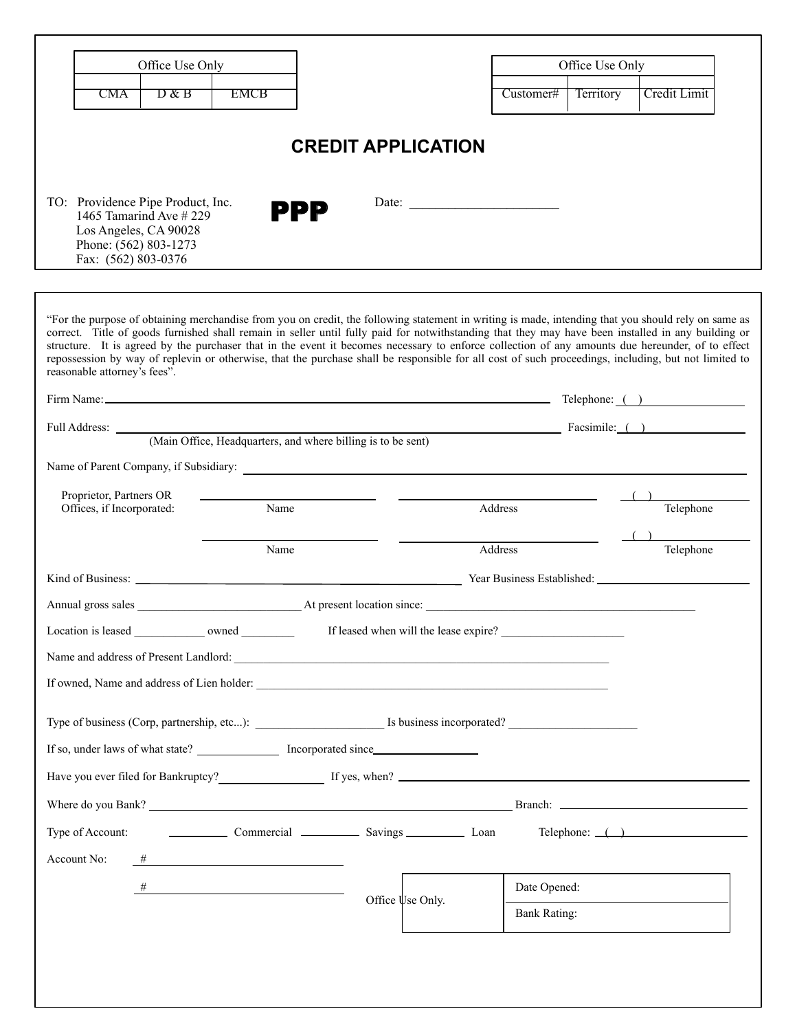| Office Use Only | | |
|---|---|---|
| | | |
| CMA | D & B | EMCB |

| Office Use Only | | |
|---|---|---|
| Customer# | Territory | Credit Limit |

# CREDIT APPLICATION

TO: Providence Pipe Product, Inc.
1465 Tamarind Ave # 229
Los Angeles, CA 90028
Phone: (562) 803-1273
Fax: (562) 803-0376

**PPP**

Date: ______________________

"For the purpose of obtaining merchandise from you on credit, the following statement in writing is made, intending that you should rely on same as correct. Title of goods furnished shall remain in seller until fully paid for notwithstanding that they may have been installed in any building or structure. It is agreed by the purchaser that in the event it becomes necessary to enforce collection of any amounts due hereunder, of to effect repossession by way of replevin or otherwise, that the purchase shall be responsible for all cost of such proceedings, including, but not limited to reasonable attorney's fees".

Firm Name: ______________________________ Telephone: ( ) ______________

Full Address: ______________________________ Facsimile: ( ) ______________
(Main Office, Headquarters, and where billing is to be sent)

Name of Parent Company, if Subsidiary: ______________________________

Proprietor, Partners OR Offices, if Incorporated:

| Name | Address | Telephone |
|---|---|---|
| | | ( ) |
| | | ( ) |

Kind of Business: ______________________________ Year Business Established: ______________

Annual gross sales ______________ At present location since: ______________________________

Location is leased ____________ owned _________ If leased when will the lease expire? ______________

Name and address of Present Landlord: ______________________________

If owned, Name and address of Lien holder: ______________________________

Type of business (Corp, partnership, etc...): ______________ Is business incorporated? ______________

If so, under laws of what state? ______________ Incorporated since ______________

Have you ever filed for Bankruptcy? ______________ If yes, when? ______________________________

Where do you Bank? ______________________________ Branch: ______________

Type of Account: ________ Commercial ________ Savings ________ Loan Telephone: ( ) ______________

Account No: # ______________________________

# ______________________________

| Office Use Only. | Date Opened: |
|---|---|
| | Bank Rating: |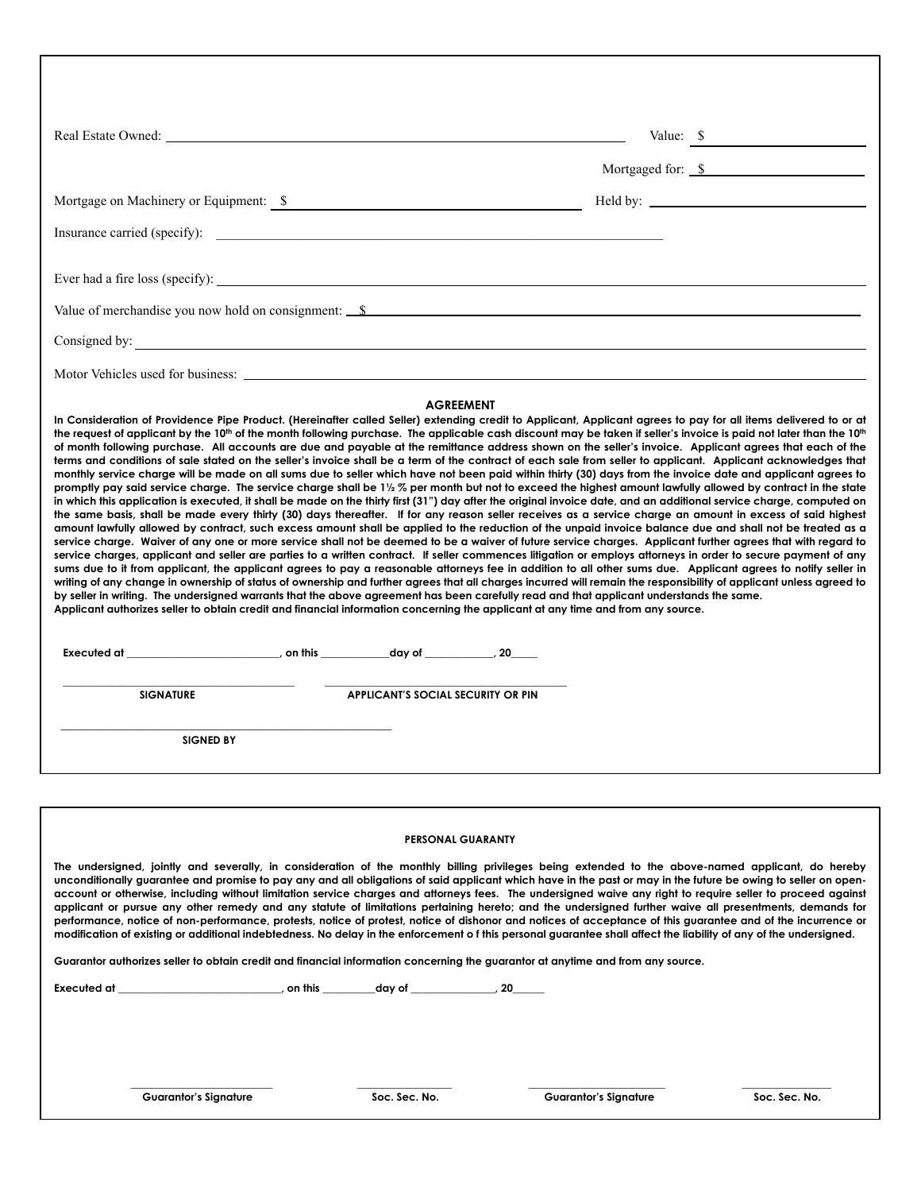Real Estate Owned: ______________________________ Value: $ ______________

Mortgaged for: $ ______________

Mortgage on Machinery or Equipment: $ ______________ Held by: ______________

Insurance carried (specify): ______________________________

Ever had a fire loss (specify): ______________________________

Value of merchandise you now hold on consignment: $ ______________________________

Consigned by: ______________________________

Motor Vehicles used for business: ______________________________

## AGREEMENT

**In Consideration of Providence Pipe Product. (Hereinafter called Seller) extending credit to Applicant, Applicant agrees to pay for all items delivered to or at the request of applicant by the 10th of the month following purchase. The applicable cash discount may be taken if seller's invoice is paid not later than the 10th of month following purchase. All accounts are due and payable at the remittance address shown on the seller's invoice. Applicant agrees that each of the terms and conditions of sale stated on the seller's invoice shall be a term of the contract of each sale from seller to applicant. Applicant acknowledges that monthly service charge will be made on all sums due to seller which have not been paid within thirty (30) days from the invoice date and applicant agrees to promptly pay said service charge. The service charge shall be 1½ % per month but not to exceed the highest amount lawfully allowed by contract in the state in which this application is executed, it shall be made on the thirty first (31") day after the original invoice date, and an additional service charge, computed on the same basis, shall be made every thirty (30) days thereafter. If for any reason seller receives as a service charge an amount in excess of said highest amount lawfully allowed by contract, such excess amount shall be applied to the reduction of the unpaid invoice balance due and shall not be treated as a service charge. Waiver of any one or more service shall not be deemed to be a waiver of future service charges. Applicant further agrees that with regard to service charges, applicant and seller are parties to a written contract. If seller commences litigation or employs attorneys in order to secure payment of any sums due to it from applicant, the applicant agrees to pay a reasonable attorneys fee in addition to all other sums due. Applicant agrees to notify seller in writing of any change in ownership of status of ownership and further agrees that all charges incurred will remain the responsibility of applicant unless agreed to by seller in writing. The undersigned warrants that the above agreement has been carefully read and that applicant understands the same.**
**Applicant authorizes seller to obtain credit and financial information concerning the applicant at any time and from any source.**

**Executed at ______________________, on this __________day of __________, 20____**

______________________________ ______________________________
**SIGNATURE** **APPLICANT'S SOCIAL SECURITY OR PIN**

______________________________
**SIGNED BY**

## PERSONAL GUARANTY

**The undersigned, jointly and severally, in consideration of the monthly billing privileges being extended to the above-named applicant, do hereby unconditionally guarantee and promise to pay any and all obligations of said applicant which have in the past or may in the future be owing to seller on open-account or otherwise, including without limitation service charges and attorneys fees. The undersigned waive any right to require seller to proceed against applicant or pursue any other remedy and any statute of limitations pertaining hereto; and the undersigned further waive all presentments, demands for performance, notice of non-performance, protests, notice of protest, notice of dishonor and notices of acceptance of this guarantee and of the incurrence or modification of existing or additional indebtedness. No delay in the enforcement o f this personal guarantee shall affect the liability of any of the undersigned.**

**Guarantor authorizes seller to obtain credit and financial information concerning the guarantor at anytime and from any source.**

**Executed at ______________________, on this ________day of ____________, 20_____**

______________________ ______________ ______________________ ______________
**Guarantor's Signature** **Soc. Sec. No.** **Guarantor's Signature** **Soc. Sec. No.**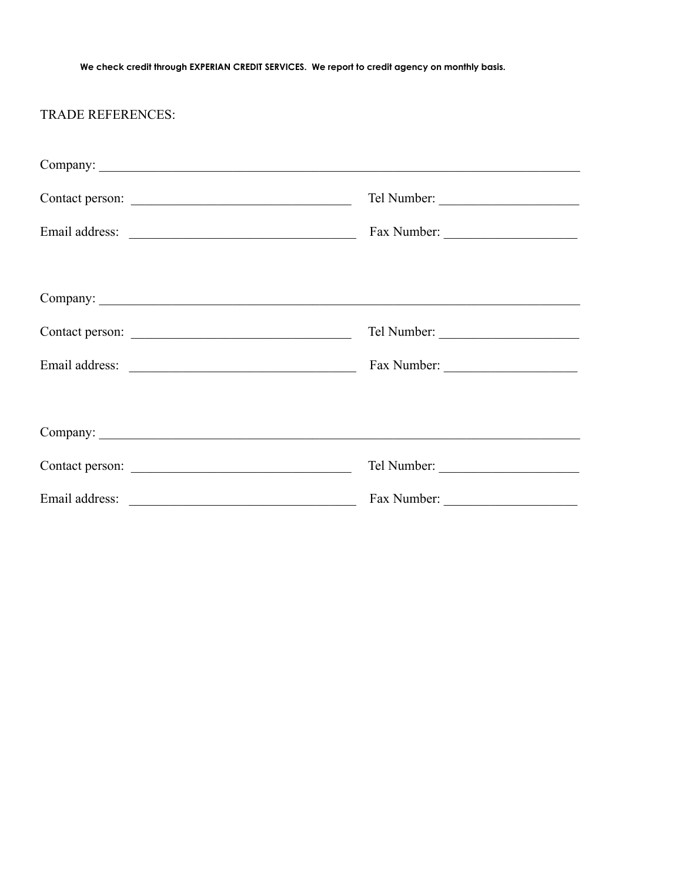**We check credit through EXPERIAN CREDIT SERVICES. We report to credit agency on monthly basis.**

TRADE REFERENCES:

Company: ___________________________________________________________________________

Contact person: _________________________________ Tel Number: ____________________

Email address: __________________________________ Fax Number: ___________________

Company: ___________________________________________________________________________

Contact person: _________________________________ Tel Number: ____________________

Email address: __________________________________ Fax Number: ___________________

Company: ___________________________________________________________________________

Contact person: _________________________________ Tel Number: ____________________

Email address: __________________________________ Fax Number: ___________________